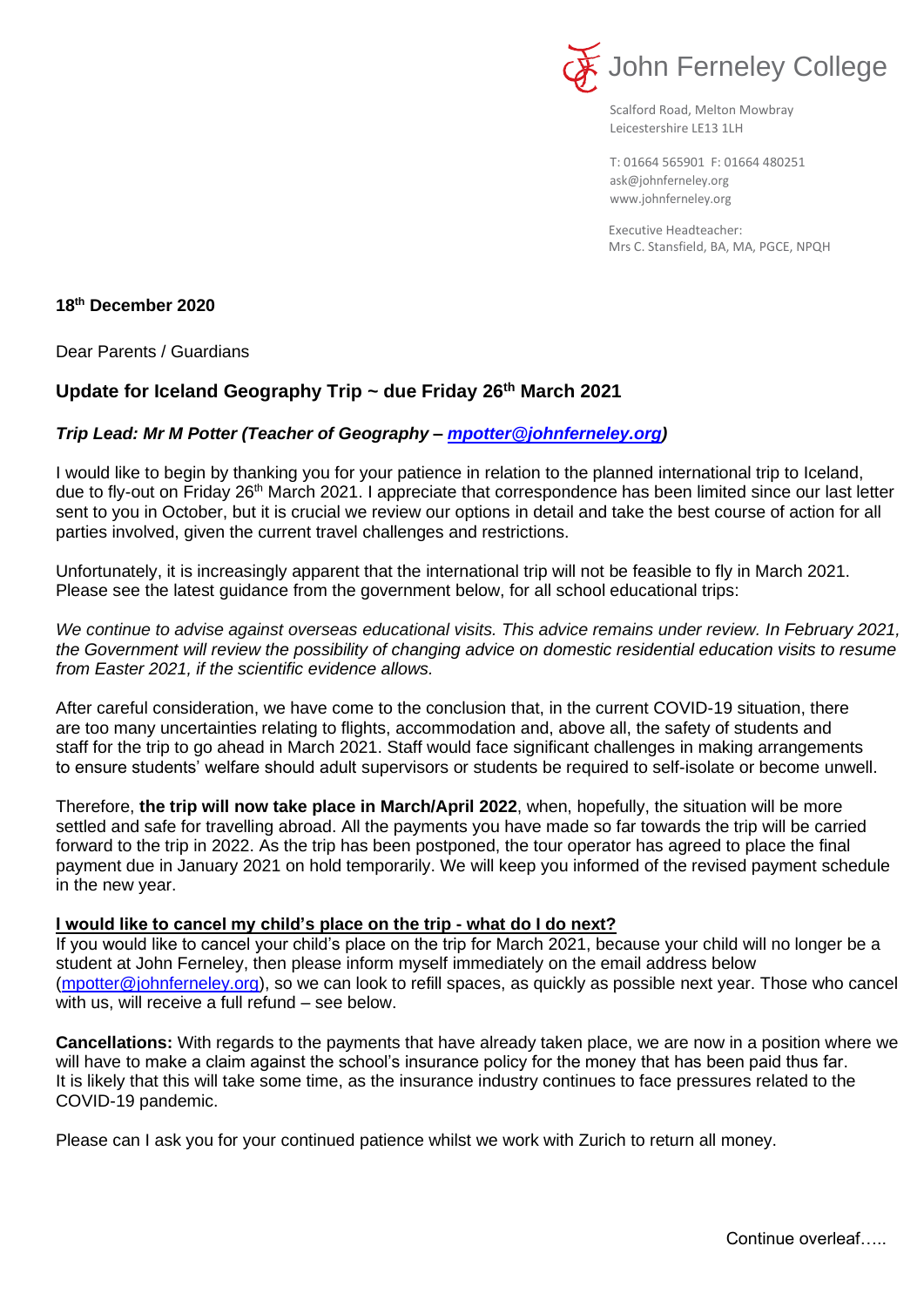John Ferneley College

Scalford Road, Melton Mowbray
Leicestershire LE13 1LH

T: 01664 565901 F: 01664 480251
ask@johnferneley.org
www.johnferneley.org

Executive Headteacher:
Mrs C. Stansfield, BA, MA, PGCE, NPQH

**18th December 2020**

Dear Parents / Guardians

## Update for Iceland Geography Trip ~ due Friday 26th March 2021

***Trip Lead: Mr M Potter (Teacher of Geography – [mpotter@johnferneley.org](mailto:mpotter@johnferneley.org))***

I would like to begin by thanking you for your patience in relation to the planned international trip to Iceland, due to fly-out on Friday 26th March 2021. I appreciate that correspondence has been limited since our last letter sent to you in October, but it is crucial we review our options in detail and take the best course of action for all parties involved, given the current travel challenges and restrictions.

Unfortunately, it is increasingly apparent that the international trip will not be feasible to fly in March 2021. Please see the latest guidance from the government below, for all school educational trips:

*We continue to advise against overseas educational visits. This advice remains under review. In February 2021, the Government will review the possibility of changing advice on domestic residential education visits to resume from Easter 2021, if the scientific evidence allows.*

After careful consideration, we have come to the conclusion that, in the current COVID-19 situation, there are too many uncertainties relating to flights, accommodation and, above all, the safety of students and staff for the trip to go ahead in March 2021. Staff would face significant challenges in making arrangements to ensure students' welfare should adult supervisors or students be required to self-isolate or become unwell.

Therefore, **the trip will now take place in March/April 2022**, when, hopefully, the situation will be more settled and safe for travelling abroad. All the payments you have made so far towards the trip will be carried forward to the trip in 2022. As the trip has been postponed, the tour operator has agreed to place the final payment due in January 2021 on hold temporarily. We will keep you informed of the revised payment schedule in the new year.

**I would like to cancel my child's place on the trip - what do I do next?**

If you would like to cancel your child's place on the trip for March 2021, because your child will no longer be a student at John Ferneley, then please inform myself immediately on the email address below ([mpotter@johnferneley.org](mailto:mpotter@johnferneley.org)), so we can look to refill spaces, as quickly as possible next year. Those who cancel with us, will receive a full refund – see below.

**Cancellations:** With regards to the payments that have already taken place, we are now in a position where we will have to make a claim against the school's insurance policy for the money that has been paid thus far. It is likely that this will take some time, as the insurance industry continues to face pressures related to the COVID-19 pandemic.

Please can I ask you for your continued patience whilst we work with Zurich to return all money.

Continue overleaf…..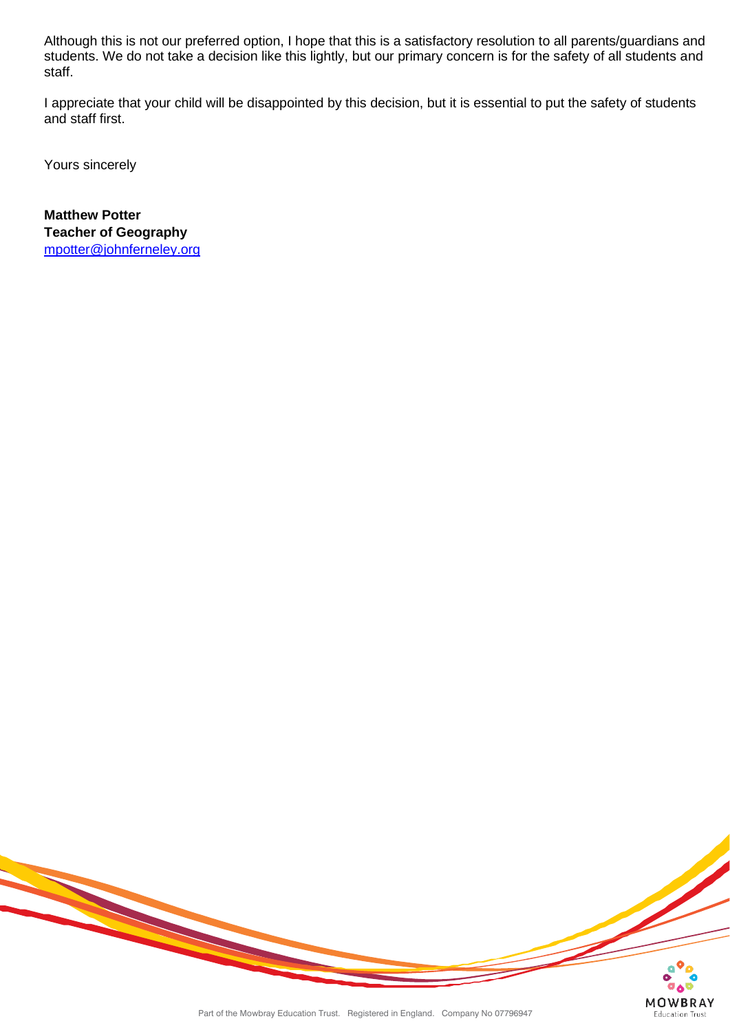Although this is not our preferred option, I hope that this is a satisfactory resolution to all parents/guardians and students. We do not take a decision like this lightly, but our primary concern is for the safety of all students and staff.

I appreciate that your child will be disappointed by this decision, but it is essential to put the safety of students and staff first.

Yours sincerely

**Matthew Potter**
**Teacher of Geography**
mpotter@johnferneley.org